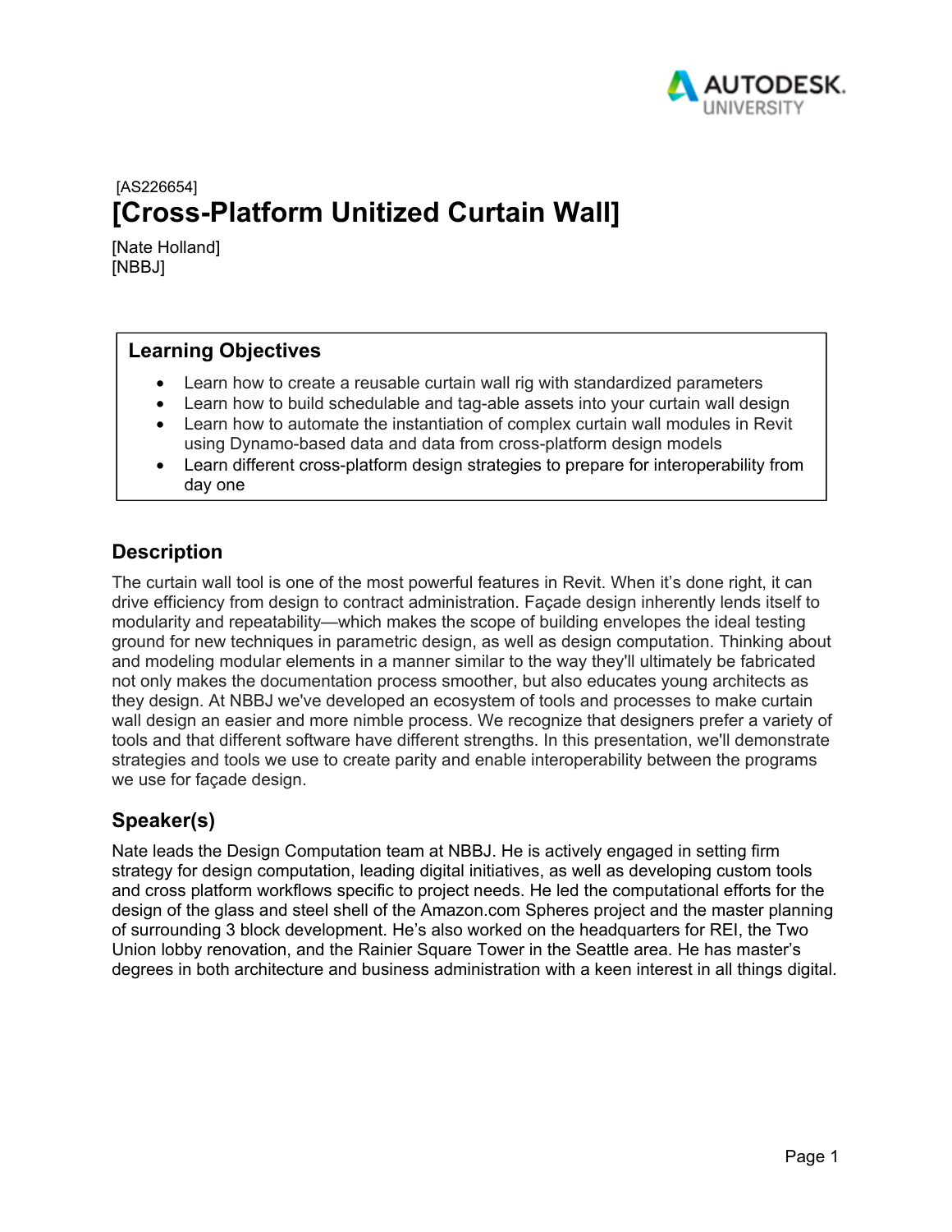[AS226654]

# [Cross-Platform Unitized Curtain Wall]

[Nate Holland]
[NBBJ]

## Learning Objectives

- Learn how to create a reusable curtain wall rig with standardized parameters
- Learn how to build schedulable and tag-able assets into your curtain wall design
- Learn how to automate the instantiation of complex curtain wall modules in Revit using Dynamo-based data and data from cross-platform design models
- Learn different cross-platform design strategies to prepare for interoperability from day one

## Description

The curtain wall tool is one of the most powerful features in Revit. When it's done right, it can drive efficiency from design to contract administration. Façade design inherently lends itself to modularity and repeatability—which makes the scope of building envelopes the ideal testing ground for new techniques in parametric design, as well as design computation. Thinking about and modeling modular elements in a manner similar to the way they'll ultimately be fabricated not only makes the documentation process smoother, but also educates young architects as they design. At NBBJ we've developed an ecosystem of tools and processes to make curtain wall design an easier and more nimble process. We recognize that designers prefer a variety of tools and that different software have different strengths. In this presentation, we'll demonstrate strategies and tools we use to create parity and enable interoperability between the programs we use for façade design.

## Speaker(s)

Nate leads the Design Computation team at NBBJ. He is actively engaged in setting firm strategy for design computation, leading digital initiatives, as well as developing custom tools and cross platform workflows specific to project needs. He led the computational efforts for the design of the glass and steel shell of the Amazon.com Spheres project and the master planning of surrounding 3 block development. He's also worked on the headquarters for REI, the Two Union lobby renovation, and the Rainier Square Tower in the Seattle area. He has master's degrees in both architecture and business administration with a keen interest in all things digital.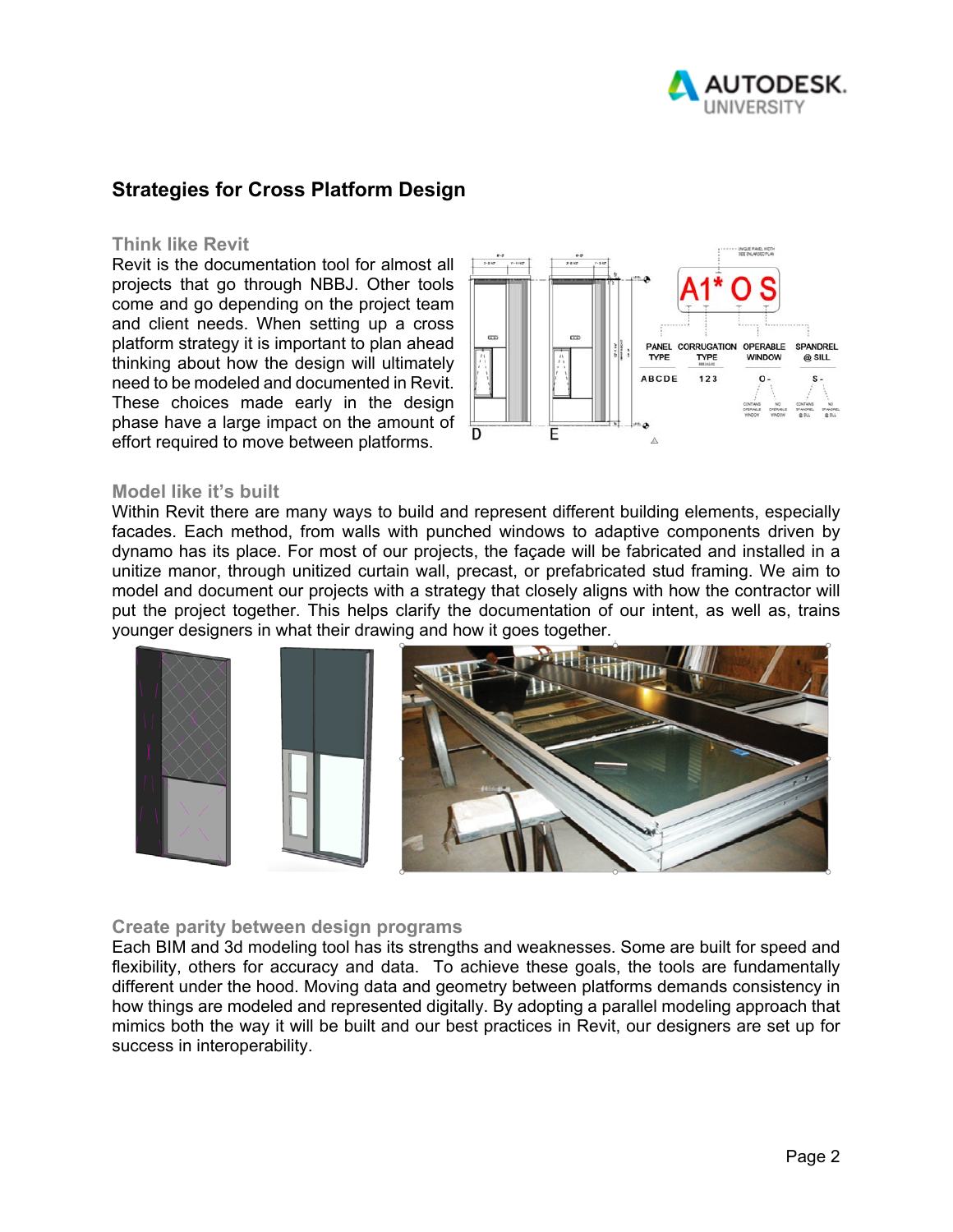## Strategies for Cross Platform Design

### Think like Revit

Revit is the documentation tool for almost all projects that go through NBBJ. Other tools come and go depending on the project team and client needs. When setting up a cross platform strategy it is important to plan ahead thinking about how the design will ultimately need to be modeled and documented in Revit. These choices made early in the design phase have a large impact on the amount of effort required to move between platforms.

### Model like it's built

Within Revit there are many ways to build and represent different building elements, especially facades. Each method, from walls with punched windows to adaptive components driven by dynamo has its place. For most of our projects, the façade will be fabricated and installed in a unitize manor, through unitized curtain wall, precast, or prefabricated stud framing. We aim to model and document our projects with a strategy that closely aligns with how the contractor will put the project together. This helps clarify the documentation of our intent, as well as, trains younger designers in what their drawing and how it goes together.

### Create parity between design programs

Each BIM and 3d modeling tool has its strengths and weaknesses. Some are built for speed and flexibility, others for accuracy and data. To achieve these goals, the tools are fundamentally different under the hood. Moving data and geometry between platforms demands consistency in how things are modeled and represented digitally. By adopting a parallel modeling approach that mimics both the way it will be built and our best practices in Revit, our designers are set up for success in interoperability.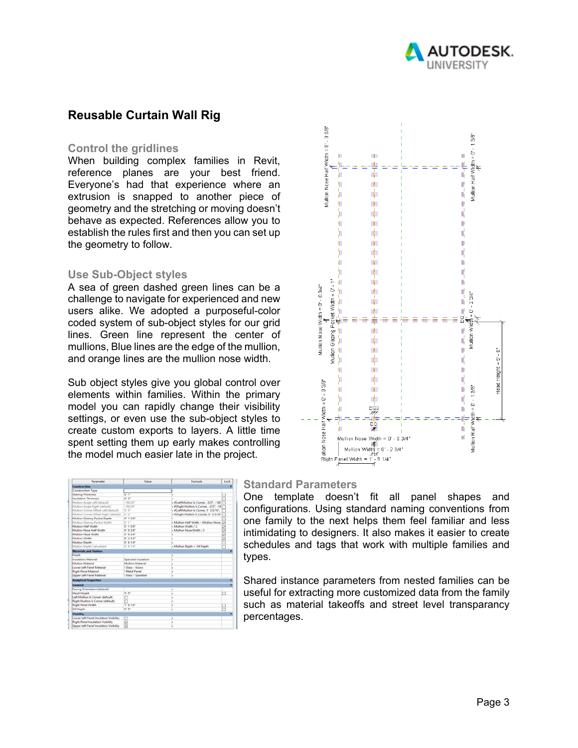## Reusable Curtain Wall Rig

### Control the gridlines

When building complex families in Revit, reference planes are your best friend. Everyone's had that experience where an extrusion is snapped to another piece of geometry and the stretching or moving doesn't behave as expected. References allow you to establish the rules first and then you can set up the geometry to follow.

### Use Sub-Object styles

A sea of green dashed green lines can be a challenge to navigate for experienced and new users alike. We adopted a purposeful-color coded system of sub-object styles for our grid lines. Green line represent the center of mullions, Blue lines are the edge of the mullion, and orange lines are the mullion nose width.

Sub object styles give you global control over elements within families. Within the primary model you can rapidly change their visibility settings, or even use the sub-object styles to create custom exports to layers. A little time spent setting them up early makes controlling the model much easier late in the project.

### Standard Parameters

One template doesn't fit all panel shapes and configurations. Using standard naming conventions from one family to the next helps them feel familiar and less intimidating to designers. It also makes it easier to create schedules and tags that work with multiple families and types.

Shared instance parameters from nested families can be useful for extracting more customized data from the family such as material takeoffs and street level transparancy percentages.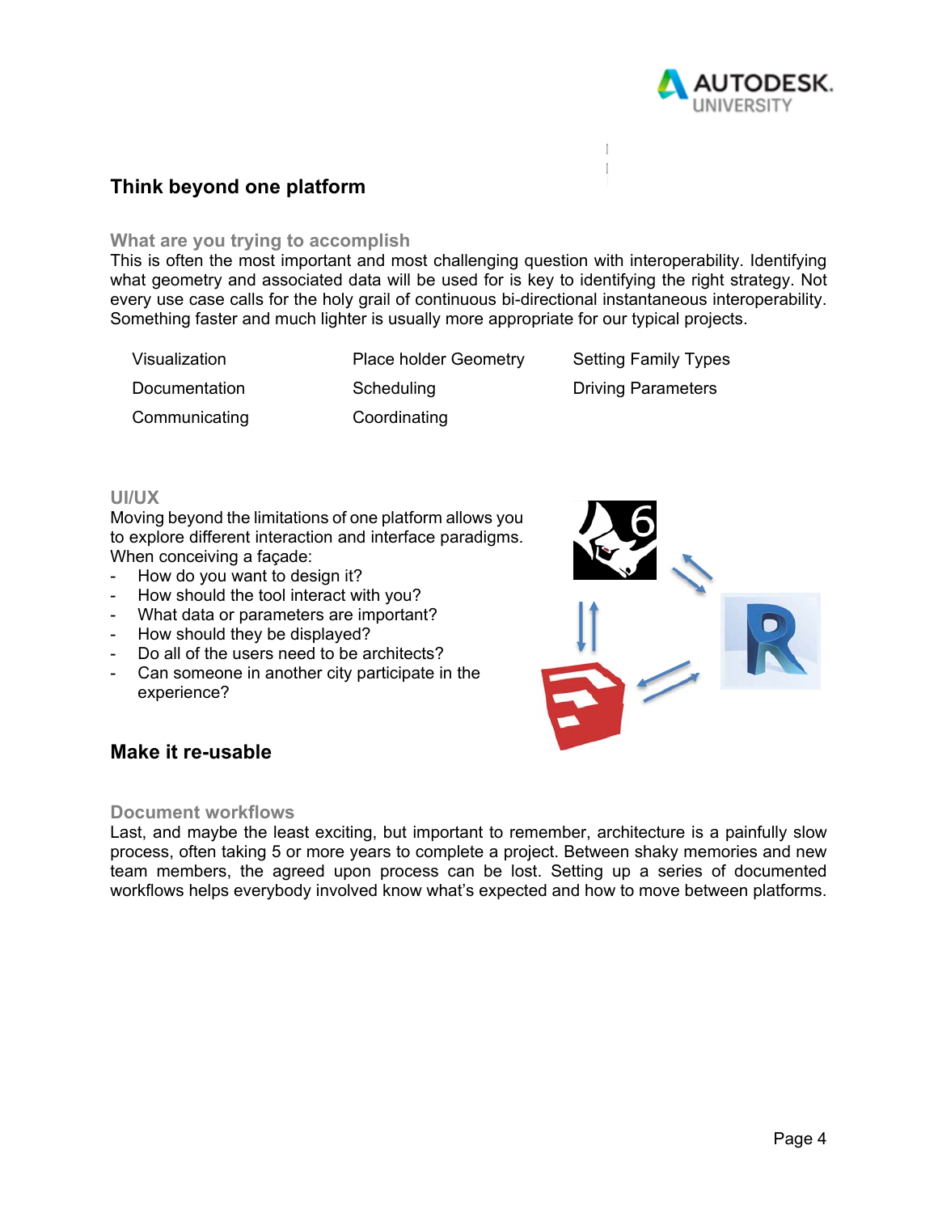## Think beyond one platform

### What are you trying to accomplish

This is often the most important and most challenging question with interoperability. Identifying what geometry and associated data will be used for is key to identifying the right strategy. Not every use case calls for the holy grail of continuous bi-directional instantaneous interoperability. Something faster and much lighter is usually more appropriate for our typical projects.

| | | |
|---|---|---|
| Visualization | Place holder Geometry | Setting Family Types |
| Documentation | Scheduling | Driving Parameters |
| Communicating | Coordinating | |

### UI/UX

Moving beyond the limitations of one platform allows you to explore different interaction and interface paradigms. When conceiving a façade:

- How do you want to design it?
- How should the tool interact with you?
- What data or parameters are important?
- How should they be displayed?
- Do all of the users need to be architects?
- Can someone in another city participate in the experience?

## Make it re-usable

### Document workflows

Last, and maybe the least exciting, but important to remember, architecture is a painfully slow process, often taking 5 or more years to complete a project. Between shaky memories and new team members, the agreed upon process can be lost. Setting up a series of documented workflows helps everybody involved know what's expected and how to move between platforms.